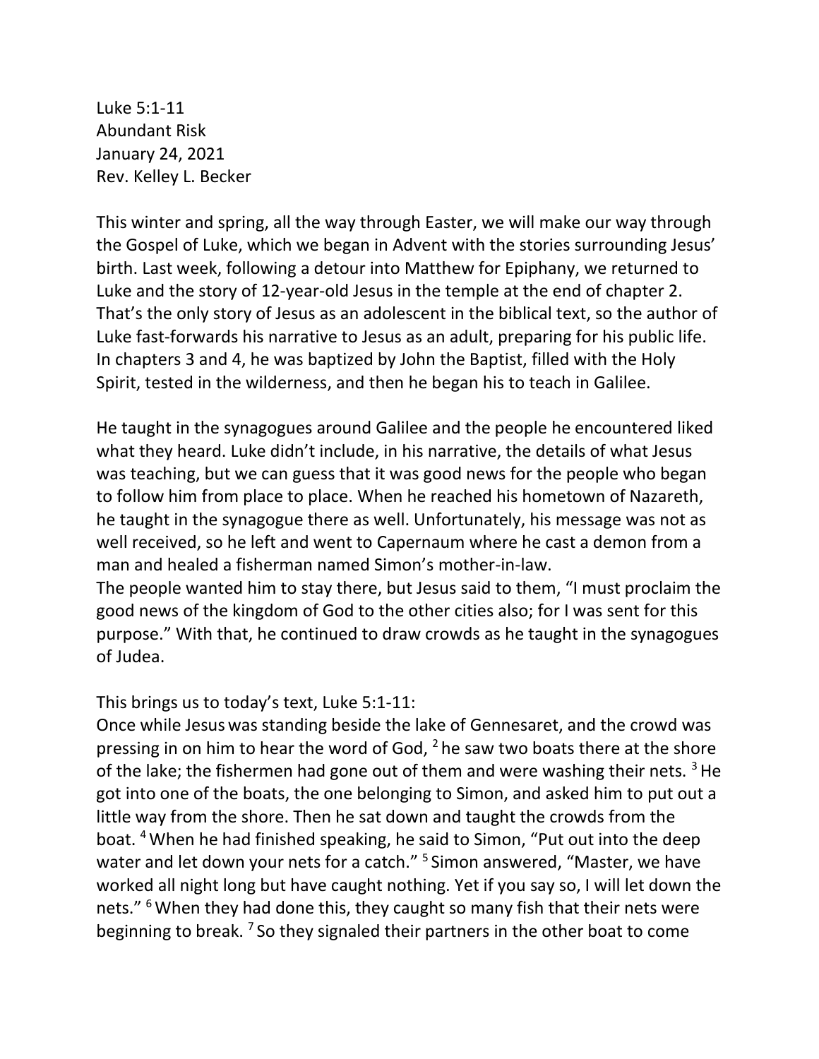Luke 5:1-11
Abundant Risk
January 24, 2021
Rev. Kelley L. Becker

This winter and spring, all the way through Easter, we will make our way through the Gospel of Luke, which we began in Advent with the stories surrounding Jesus' birth. Last week, following a detour into Matthew for Epiphany, we returned to Luke and the story of 12-year-old Jesus in the temple at the end of chapter 2. That's the only story of Jesus as an adolescent in the biblical text, so the author of Luke fast-forwards his narrative to Jesus as an adult, preparing for his public life. In chapters 3 and 4, he was baptized by John the Baptist, filled with the Holy Spirit, tested in the wilderness, and then he began his to teach in Galilee.

He taught in the synagogues around Galilee and the people he encountered liked what they heard. Luke didn't include, in his narrative, the details of what Jesus was teaching, but we can guess that it was good news for the people who began to follow him from place to place. When he reached his hometown of Nazareth, he taught in the synagogue there as well. Unfortunately, his message was not as well received, so he left and went to Capernaum where he cast a demon from a man and healed a fisherman named Simon's mother-in-law.
The people wanted him to stay there, but Jesus said to them, "I must proclaim the good news of the kingdom of God to the other cities also; for I was sent for this purpose." With that, he continued to draw crowds as he taught in the synagogues of Judea.

This brings us to today's text, Luke 5:1-11:
Once while Jesus was standing beside the lake of Gennesaret, and the crowd was pressing in on him to hear the word of God, [2] he saw two boats there at the shore of the lake; the fishermen had gone out of them and were washing their nets. [3] He got into one of the boats, the one belonging to Simon, and asked him to put out a little way from the shore. Then he sat down and taught the crowds from the boat. [4] When he had finished speaking, he said to Simon, "Put out into the deep water and let down your nets for a catch." [5] Simon answered, "Master, we have worked all night long but have caught nothing. Yet if you say so, I will let down the nets." [6] When they had done this, they caught so many fish that their nets were beginning to break. [7] So they signaled their partners in the other boat to come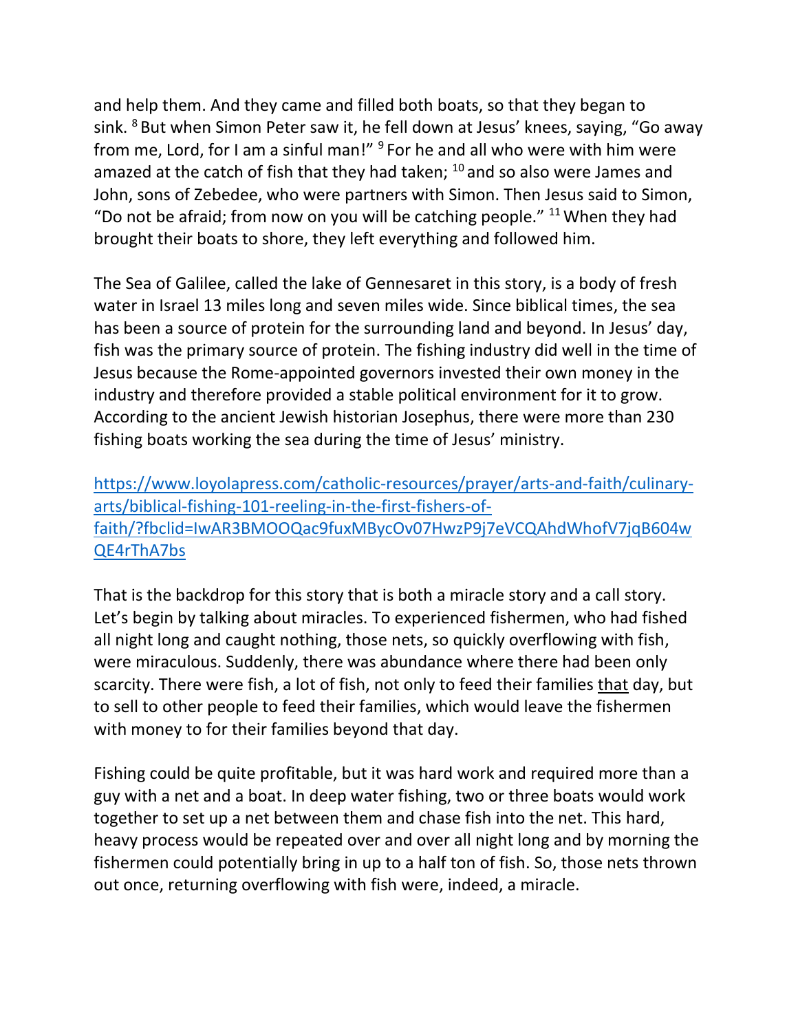and help them. And they came and filled both boats, so that they began to sink. [8] But when Simon Peter saw it, he fell down at Jesus' knees, saying, "Go away from me, Lord, for I am a sinful man!" [9] For he and all who were with him were amazed at the catch of fish that they had taken; [10] and so also were James and John, sons of Zebedee, who were partners with Simon. Then Jesus said to Simon, "Do not be afraid; from now on you will be catching people." [11] When they had brought their boats to shore, they left everything and followed him.

The Sea of Galilee, called the lake of Gennesaret in this story, is a body of fresh water in Israel 13 miles long and seven miles wide. Since biblical times, the sea has been a source of protein for the surrounding land and beyond. In Jesus' day, fish was the primary source of protein. The fishing industry did well in the time of Jesus because the Rome-appointed governors invested their own money in the industry and therefore provided a stable political environment for it to grow. According to the ancient Jewish historian Josephus, there were more than 230 fishing boats working the sea during the time of Jesus' ministry.

[https://www.loyolapress.com/catholic-resources/prayer/arts-and-faith/culinary-arts/biblical-fishing-101-reeling-in-the-first-fishers-of-faith/?fbclid=IwAR3BMOOQac9fuxMBycOv07HwzP9j7eVCQAhdWhofV7jqB604wQE4rThA7bs](https://www.loyolapress.com/catholic-resources/prayer/arts-and-faith/culinary-arts/biblical-fishing-101-reeling-in-the-first-fishers-of-faith/?fbclid=IwAR3BMOOQac9fuxMBycOv07HwzP9j7eVCQAhdWhofV7jqB604wQE4rThA7bs)

That is the backdrop for this story that is both a miracle story and a call story. Let's begin by talking about miracles. To experienced fishermen, who had fished all night long and caught nothing, those nets, so quickly overflowing with fish, were miraculous. Suddenly, there was abundance where there had been only scarcity. There were fish, a lot of fish, not only to feed their families <u>that</u> day, but to sell to other people to feed their families, which would leave the fishermen with money to for their families beyond that day.

Fishing could be quite profitable, but it was hard work and required more than a guy with a net and a boat. In deep water fishing, two or three boats would work together to set up a net between them and chase fish into the net. This hard, heavy process would be repeated over and over all night long and by morning the fishermen could potentially bring in up to a half ton of fish. So, those nets thrown out once, returning overflowing with fish were, indeed, a miracle.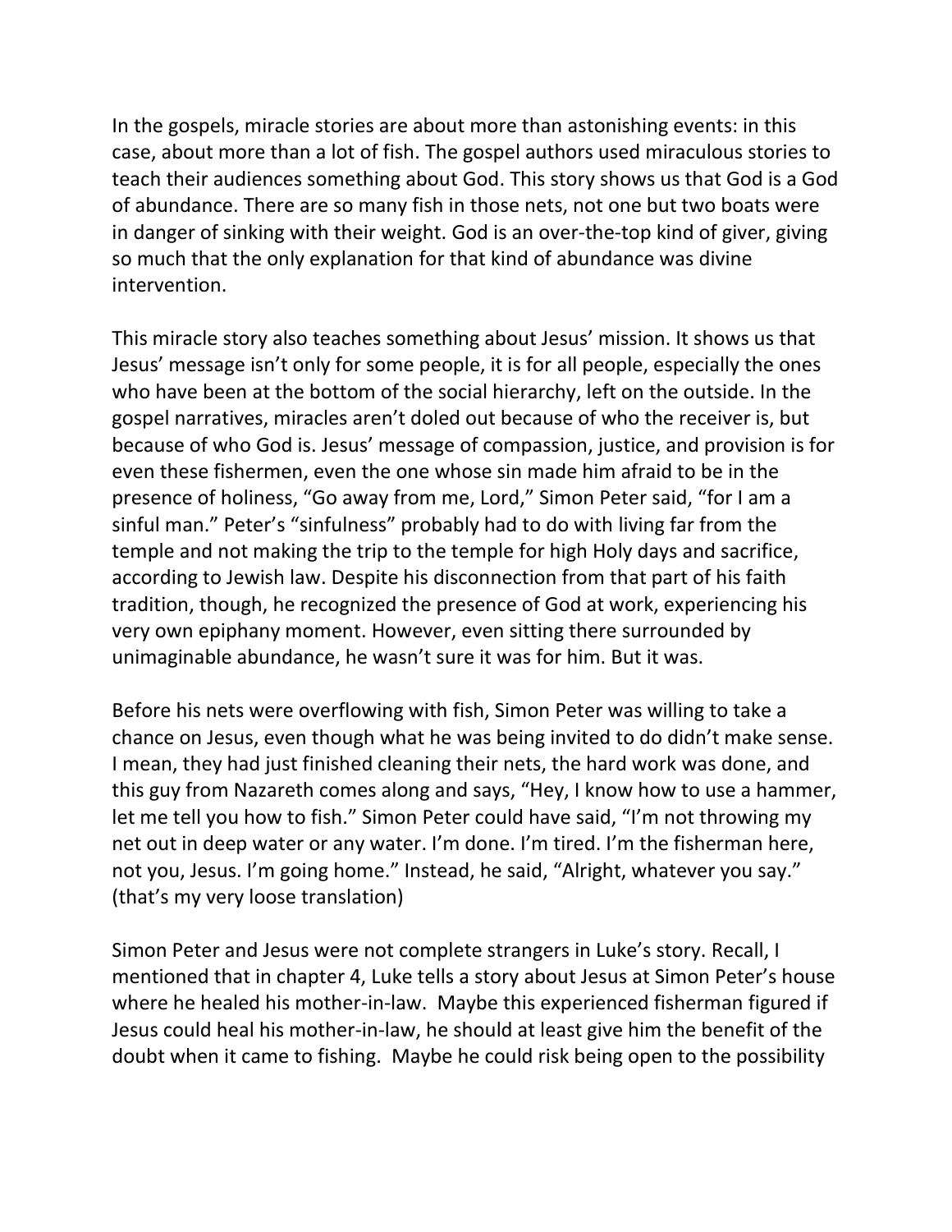In the gospels, miracle stories are about more than astonishing events: in this case, about more than a lot of fish. The gospel authors used miraculous stories to teach their audiences something about God. This story shows us that God is a God of abundance. There are so many fish in those nets, not one but two boats were in danger of sinking with their weight. God is an over-the-top kind of giver, giving so much that the only explanation for that kind of abundance was divine intervention.

This miracle story also teaches something about Jesus' mission. It shows us that Jesus' message isn't only for some people, it is for all people, especially the ones who have been at the bottom of the social hierarchy, left on the outside. In the gospel narratives, miracles aren't doled out because of who the receiver is, but because of who God is. Jesus' message of compassion, justice, and provision is for even these fishermen, even the one whose sin made him afraid to be in the presence of holiness, "Go away from me, Lord," Simon Peter said, "for I am a sinful man." Peter's "sinfulness" probably had to do with living far from the temple and not making the trip to the temple for high Holy days and sacrifice, according to Jewish law. Despite his disconnection from that part of his faith tradition, though, he recognized the presence of God at work, experiencing his very own epiphany moment. However, even sitting there surrounded by unimaginable abundance, he wasn't sure it was for him. But it was.

Before his nets were overflowing with fish, Simon Peter was willing to take a chance on Jesus, even though what he was being invited to do didn't make sense. I mean, they had just finished cleaning their nets, the hard work was done, and this guy from Nazareth comes along and says, "Hey, I know how to use a hammer, let me tell you how to fish." Simon Peter could have said, "I'm not throwing my net out in deep water or any water. I'm done. I'm tired. I'm the fisherman here, not you, Jesus. I'm going home." Instead, he said, "Alright, whatever you say." (that's my very loose translation)

Simon Peter and Jesus were not complete strangers in Luke's story. Recall, I mentioned that in chapter 4, Luke tells a story about Jesus at Simon Peter's house where he healed his mother-in-law. Maybe this experienced fisherman figured if Jesus could heal his mother-in-law, he should at least give him the benefit of the doubt when it came to fishing. Maybe he could risk being open to the possibility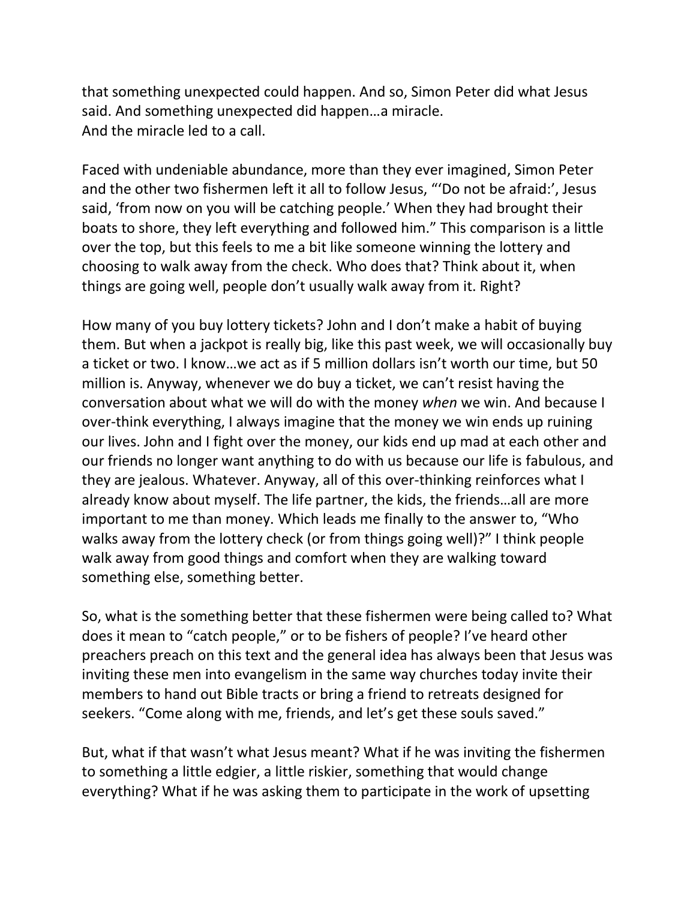that something unexpected could happen. And so, Simon Peter did what Jesus said. And something unexpected did happen…a miracle.
And the miracle led to a call.

Faced with undeniable abundance, more than they ever imagined, Simon Peter and the other two fishermen left it all to follow Jesus, "'Do not be afraid:', Jesus said, 'from now on you will be catching people.' When they had brought their boats to shore, they left everything and followed him." This comparison is a little over the top, but this feels to me a bit like someone winning the lottery and choosing to walk away from the check. Who does that? Think about it, when things are going well, people don't usually walk away from it. Right?

How many of you buy lottery tickets? John and I don't make a habit of buying them. But when a jackpot is really big, like this past week, we will occasionally buy a ticket or two. I know…we act as if 5 million dollars isn't worth our time, but 50 million is. Anyway, whenever we do buy a ticket, we can't resist having the conversation about what we will do with the money *when* we win. And because I over-think everything, I always imagine that the money we win ends up ruining our lives. John and I fight over the money, our kids end up mad at each other and our friends no longer want anything to do with us because our life is fabulous, and they are jealous. Whatever. Anyway, all of this over-thinking reinforces what I already know about myself. The life partner, the kids, the friends…all are more important to me than money. Which leads me finally to the answer to, "Who walks away from the lottery check (or from things going well)?" I think people walk away from good things and comfort when they are walking toward something else, something better.

So, what is the something better that these fishermen were being called to? What does it mean to "catch people," or to be fishers of people? I've heard other preachers preach on this text and the general idea has always been that Jesus was inviting these men into evangelism in the same way churches today invite their members to hand out Bible tracts or bring a friend to retreats designed for seekers. "Come along with me, friends, and let's get these souls saved."

But, what if that wasn't what Jesus meant? What if he was inviting the fishermen to something a little edgier, a little riskier, something that would change everything? What if he was asking them to participate in the work of upsetting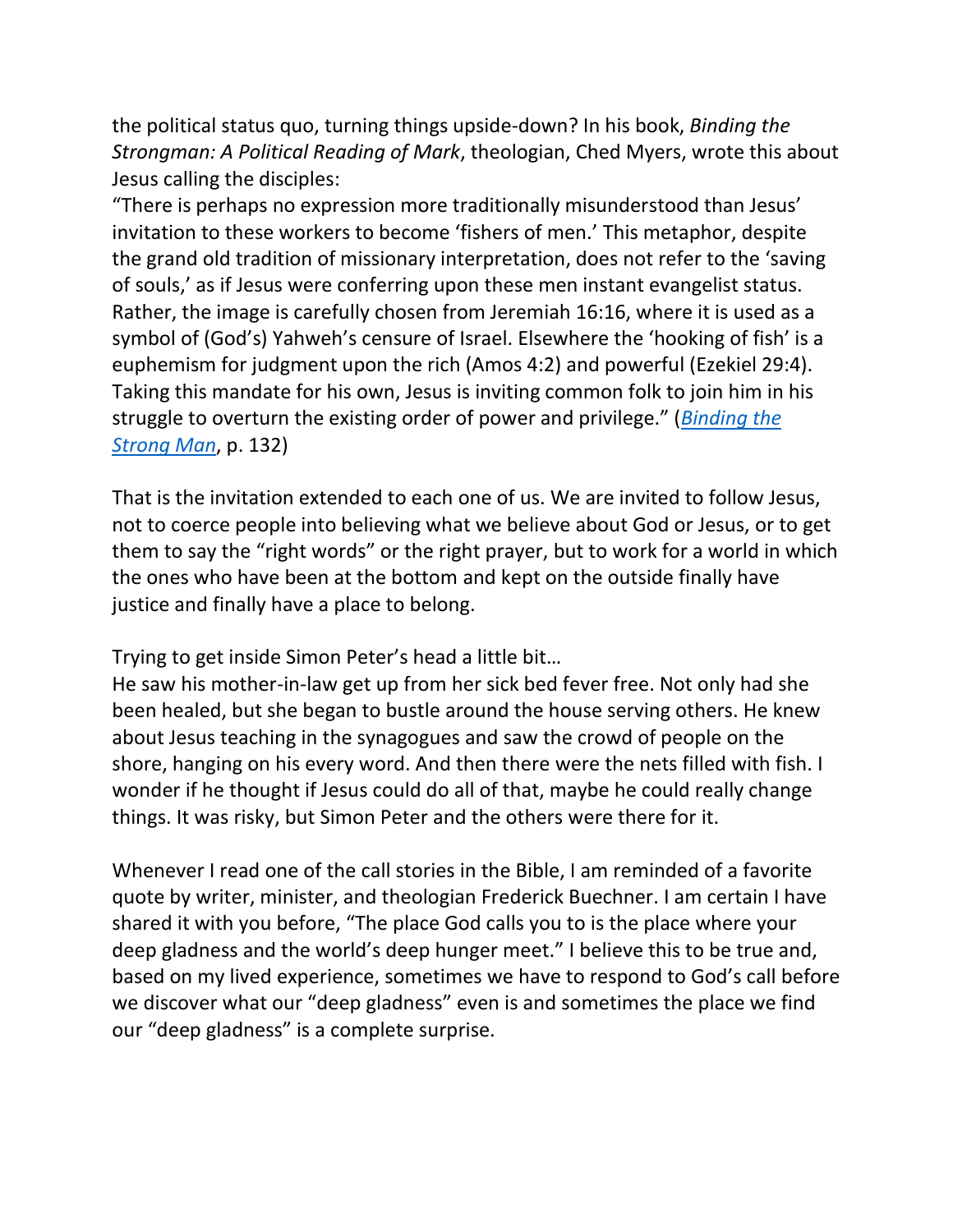the political status quo, turning things upside-down? In his book, *Binding the Strongman: A Political Reading of Mark*, theologian, Ched Myers, wrote this about Jesus calling the disciples:

"There is perhaps no expression more traditionally misunderstood than Jesus' invitation to these workers to become 'fishers of men.' This metaphor, despite the grand old tradition of missionary interpretation, does not refer to the 'saving of souls,' as if Jesus were conferring upon these men instant evangelist status. Rather, the image is carefully chosen from Jeremiah 16:16, where it is used as a symbol of (God's) Yahweh's censure of Israel. Elsewhere the 'hooking of fish' is a euphemism for judgment upon the rich (Amos 4:2) and powerful (Ezekiel 29:4). Taking this mandate for his own, Jesus is inviting common folk to join him in his struggle to overturn the existing order of power and privilege." ([*Binding the Strong Man*](), p. 132)

That is the invitation extended to each one of us. We are invited to follow Jesus, not to coerce people into believing what we believe about God or Jesus, or to get them to say the "right words" or the right prayer, but to work for a world in which the ones who have been at the bottom and kept on the outside finally have justice and finally have a place to belong.

Trying to get inside Simon Peter's head a little bit…

He saw his mother-in-law get up from her sick bed fever free. Not only had she been healed, but she began to bustle around the house serving others. He knew about Jesus teaching in the synagogues and saw the crowd of people on the shore, hanging on his every word. And then there were the nets filled with fish. I wonder if he thought if Jesus could do all of that, maybe he could really change things. It was risky, but Simon Peter and the others were there for it.

Whenever I read one of the call stories in the Bible, I am reminded of a favorite quote by writer, minister, and theologian Frederick Buechner. I am certain I have shared it with you before, "The place God calls you to is the place where your deep gladness and the world's deep hunger meet." I believe this to be true and, based on my lived experience, sometimes we have to respond to God's call before we discover what our "deep gladness" even is and sometimes the place we find our "deep gladness" is a complete surprise.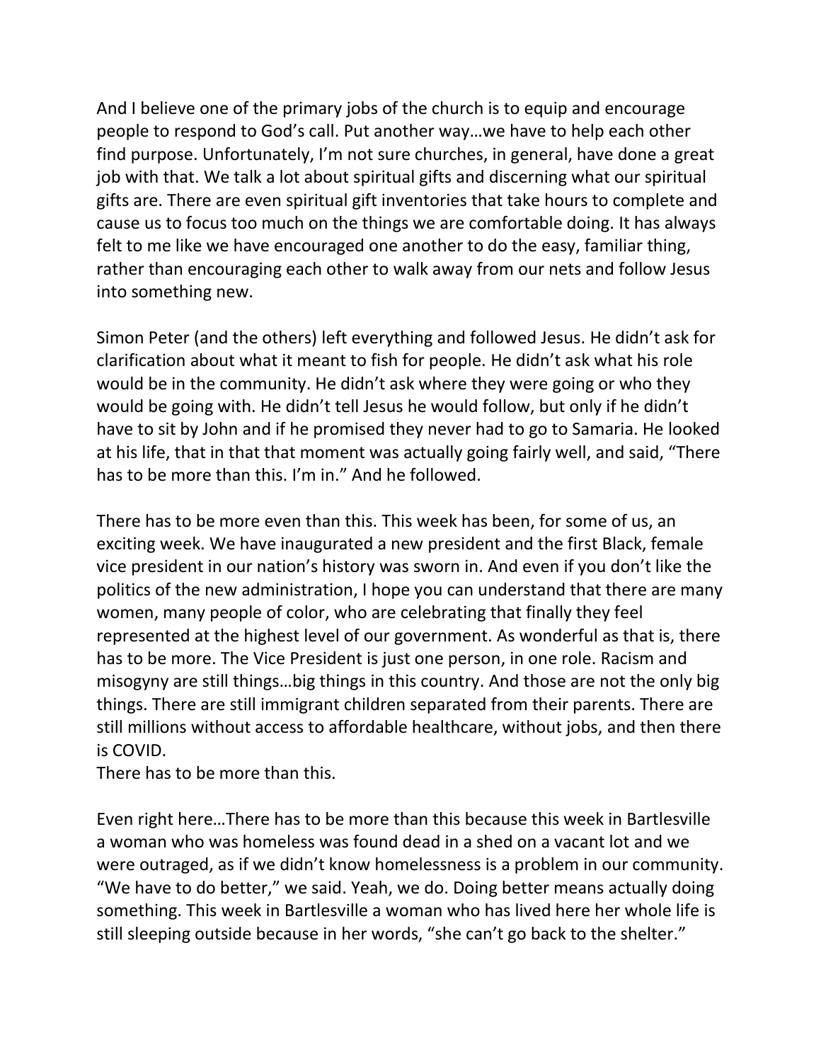And I believe one of the primary jobs of the church is to equip and encourage people to respond to God's call. Put another way…we have to help each other find purpose. Unfortunately, I'm not sure churches, in general, have done a great job with that. We talk a lot about spiritual gifts and discerning what our spiritual gifts are. There are even spiritual gift inventories that take hours to complete and cause us to focus too much on the things we are comfortable doing. It has always felt to me like we have encouraged one another to do the easy, familiar thing, rather than encouraging each other to walk away from our nets and follow Jesus into something new.

Simon Peter (and the others) left everything and followed Jesus. He didn't ask for clarification about what it meant to fish for people. He didn't ask what his role would be in the community. He didn't ask where they were going or who they would be going with. He didn't tell Jesus he would follow, but only if he didn't have to sit by John and if he promised they never had to go to Samaria. He looked at his life, that in that that moment was actually going fairly well, and said, "There has to be more than this. I'm in." And he followed.

There has to be more even than this. This week has been, for some of us, an exciting week. We have inaugurated a new president and the first Black, female vice president in our nation's history was sworn in. And even if you don't like the politics of the new administration, I hope you can understand that there are many women, many people of color, who are celebrating that finally they feel represented at the highest level of our government. As wonderful as that is, there has to be more. The Vice President is just one person, in one role. Racism and misogyny are still things…big things in this country. And those are not the only big things. There are still immigrant children separated from their parents. There are still millions without access to affordable healthcare, without jobs, and then there is COVID.
There has to be more than this.

Even right here…There has to be more than this because this week in Bartlesville a woman who was homeless was found dead in a shed on a vacant lot and we were outraged, as if we didn't know homelessness is a problem in our community. "We have to do better," we said. Yeah, we do. Doing better means actually doing something. This week in Bartlesville a woman who has lived here her whole life is still sleeping outside because in her words, "she can't go back to the shelter."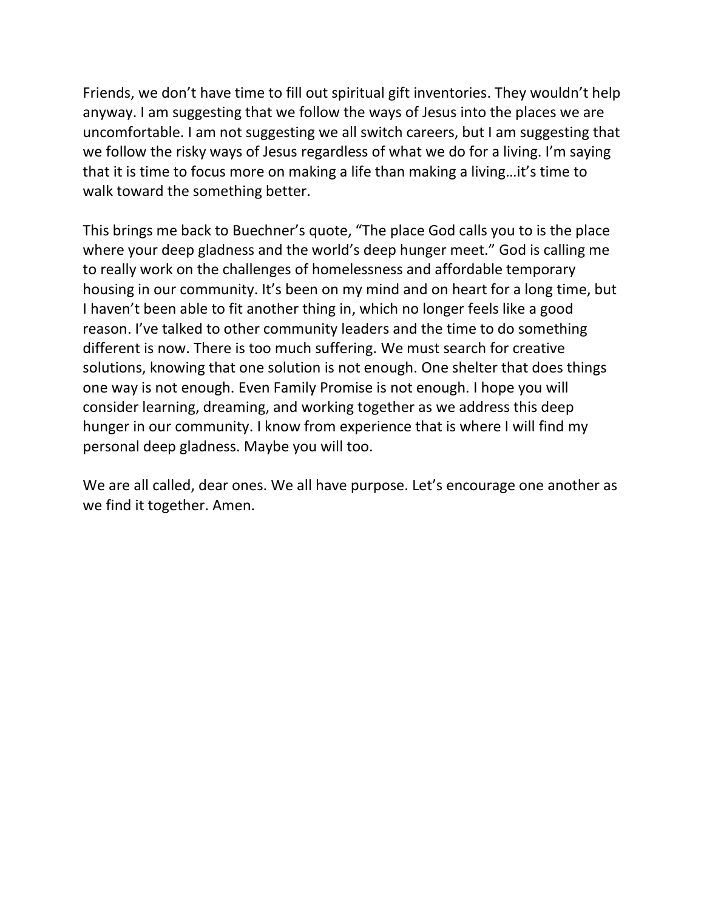Friends, we don’t have time to fill out spiritual gift inventories. They wouldn’t help anyway. I am suggesting that we follow the ways of Jesus into the places we are uncomfortable. I am not suggesting we all switch careers, but I am suggesting that we follow the risky ways of Jesus regardless of what we do for a living. I’m saying that it is time to focus more on making a life than making a living…it’s time to walk toward the something better.

This brings me back to Buechner’s quote, “The place God calls you to is the place where your deep gladness and the world’s deep hunger meet.” God is calling me to really work on the challenges of homelessness and affordable temporary housing in our community. It’s been on my mind and on heart for a long time, but I haven’t been able to fit another thing in, which no longer feels like a good reason. I’ve talked to other community leaders and the time to do something different is now. There is too much suffering. We must search for creative solutions, knowing that one solution is not enough. One shelter that does things one way is not enough. Even Family Promise is not enough. I hope you will consider learning, dreaming, and working together as we address this deep hunger in our community. I know from experience that is where I will find my personal deep gladness. Maybe you will too.

We are all called, dear ones. We all have purpose. Let’s encourage one another as we find it together. Amen.